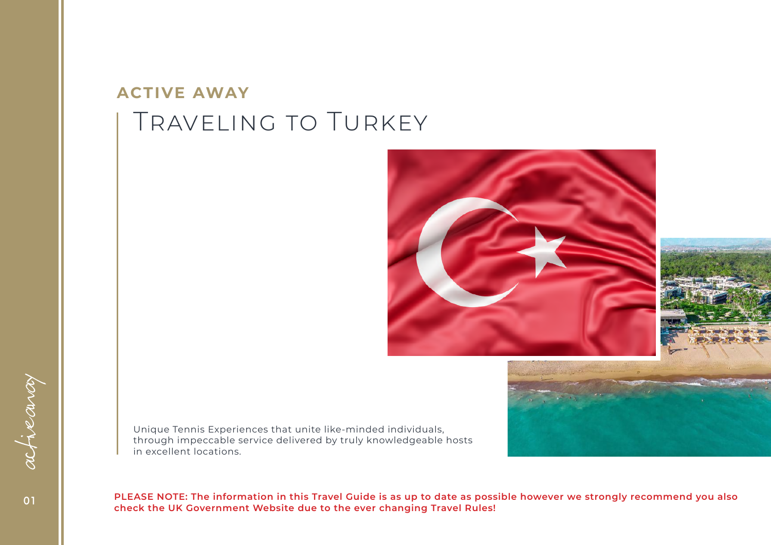**ACTIVE AWAY**

# Traveling to Turkey

Unique Tennis Experiences that unite like-minded individuals, through impeccable service delivered by truly knowledgeable hosts in excellent locations.

**PLEASE NOTE: The information in this Travel Guide is as up to date as possible however we strongly recommend you also check the UK Government Website due to the ever changing Travel Rules!**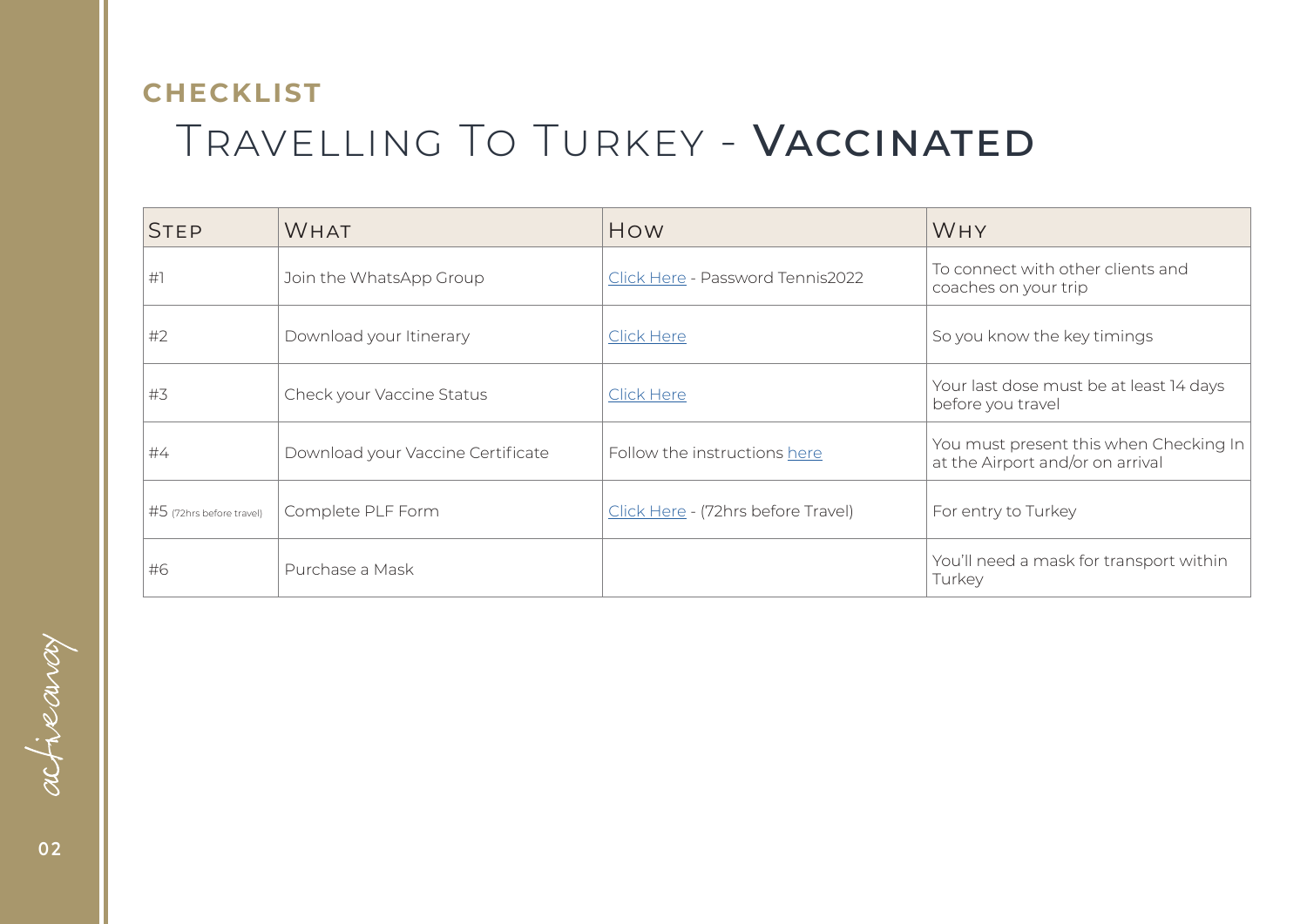**CHECKLIST**

# Travelling To Turkey - **Vaccinated**

| Step | What | How | Why |
| --- | --- | --- | --- |
| #1 | Join the WhatsApp Group | Click Here - Password Tennis2022 | To connect with other clients and coaches on your trip |
| #2 | Download your Itinerary | Click Here | So you know the key timings |
| #3 | Check your Vaccine Status | Click Here | Your last dose must be at least 14 days before you travel |
| #4 | Download your Vaccine Certificate | Follow the instructions here | You must present this when Checking In at the Airport and/or on arrival |
| #5 (72hrs before travel) | Complete PLF Form | Click Here - (72hrs before Travel) | For entry to Turkey |
| #6 | Purchase a Mask | | You'll need a mask for transport within Turkey |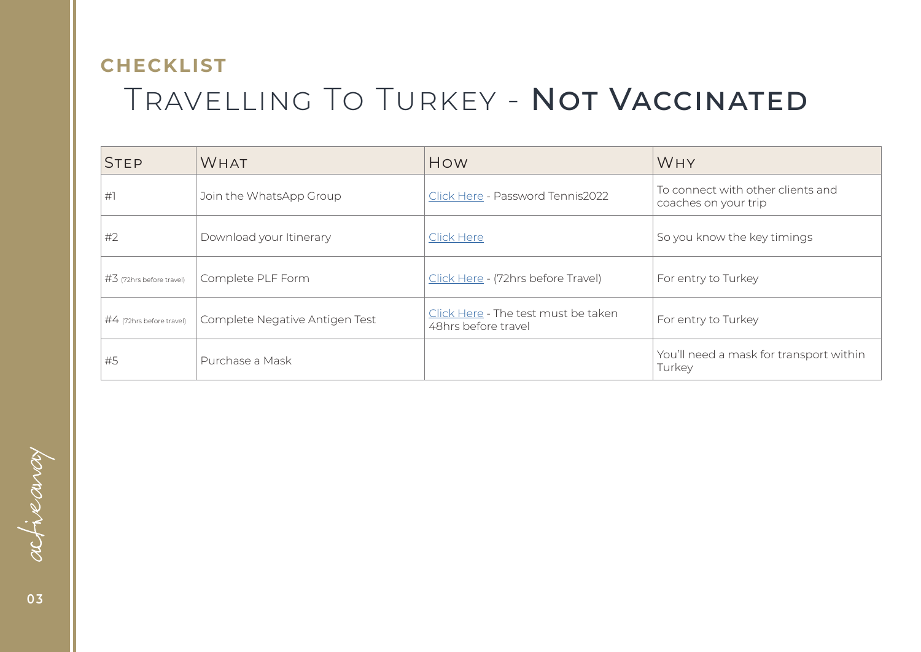## CHECKLIST

# Travelling To Turkey - **Not Vaccinated**

| Step | What | How | Why |
|---|---|---|---|
| #1 | Join the WhatsApp Group | Click Here - Password Tennis2022 | To connect with other clients and coaches on your trip |
| #2 | Download your Itinerary | Click Here | So you know the key timings |
| #3 (72hrs before travel) | Complete PLF Form | Click Here - (72hrs before Travel) | For entry to Turkey |
| #4 (72hrs before travel) | Complete Negative Antigen Test | Click Here - The test must be taken 48hrs before travel | For entry to Turkey |
| #5 | Purchase a Mask | | You'll need a mask for transport within Turkey |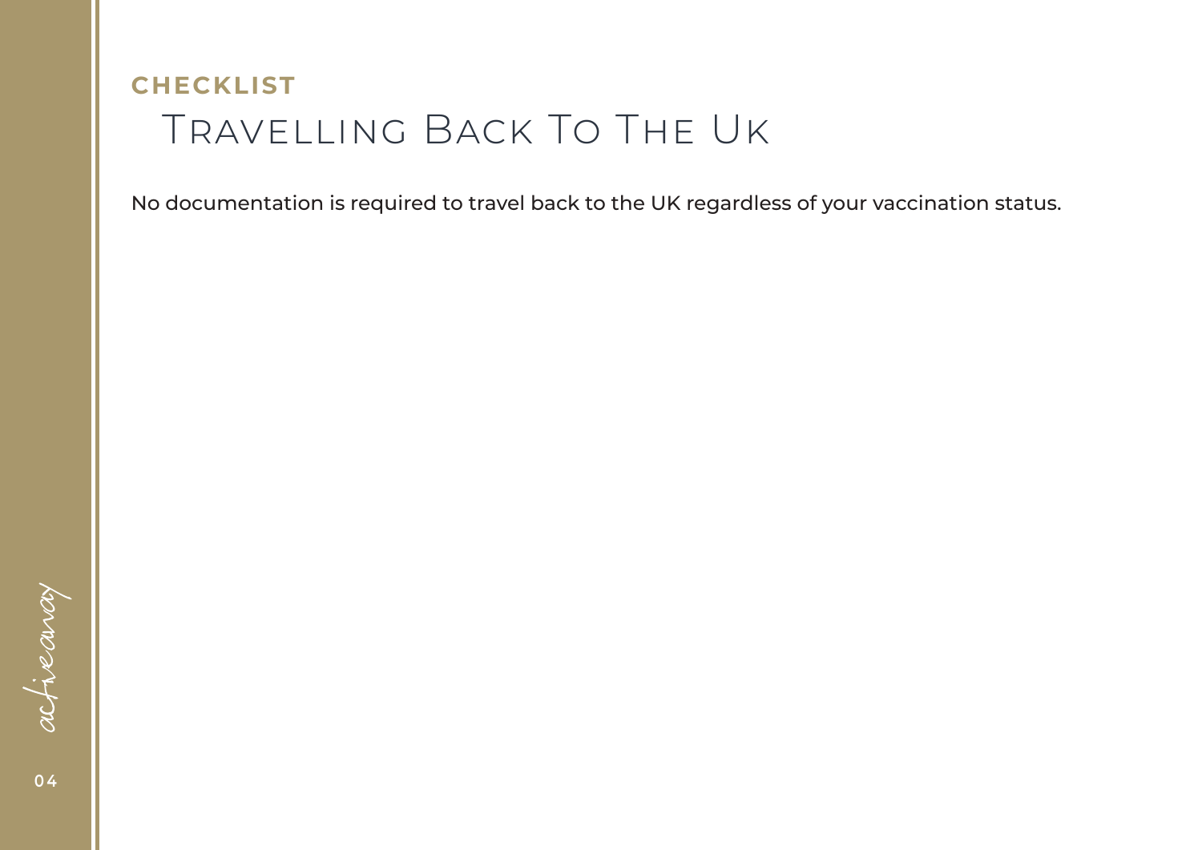**CHECKLIST**

# Travelling Back To The Uk

No documentation is required to travel back to the UK regardless of your vaccination status.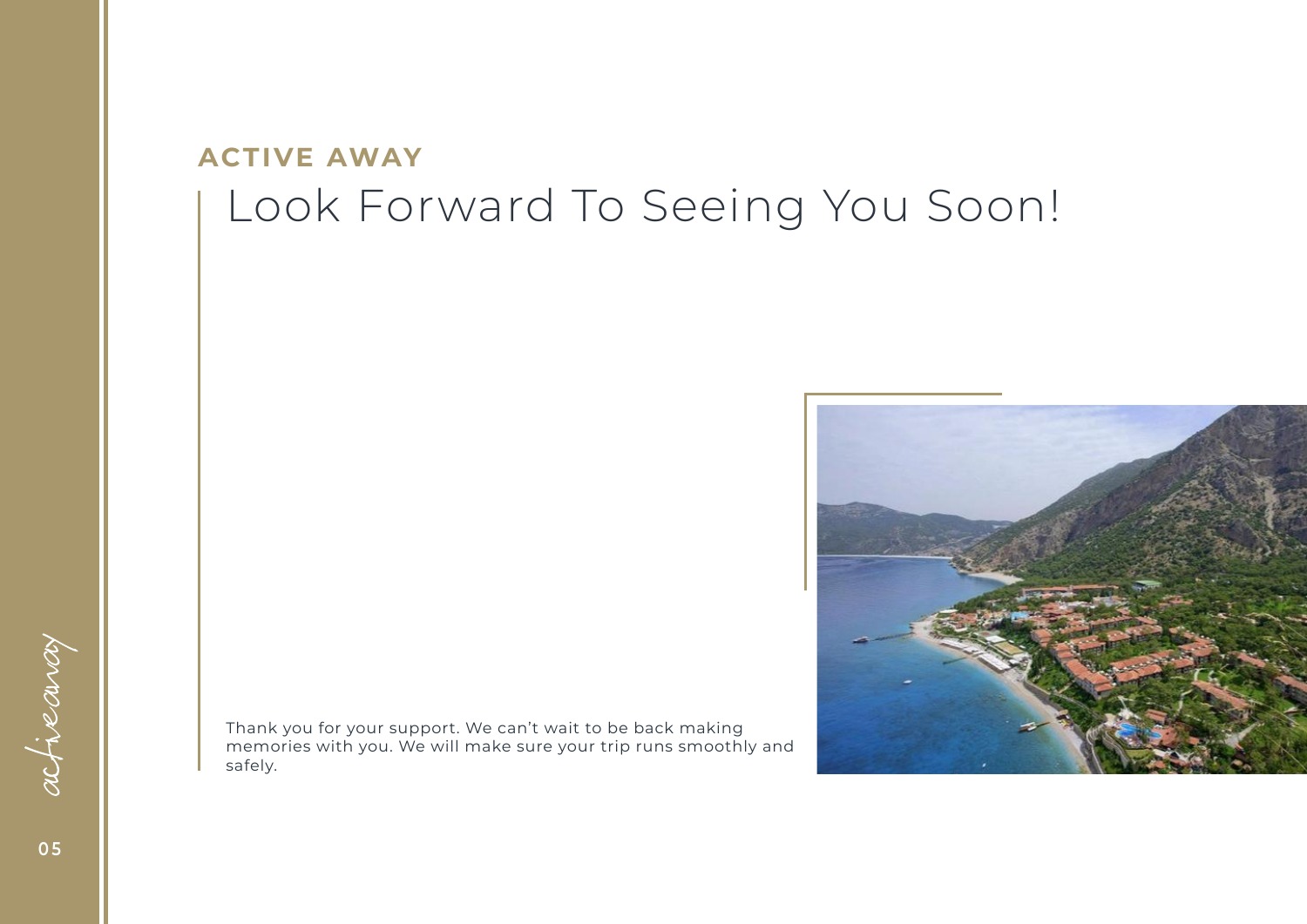**ACTIVE AWAY**

# Look Forward To Seeing You Soon!

Thank you for your support. We can't wait to be back making memories with you. We will make sure your trip runs smoothly and safely.